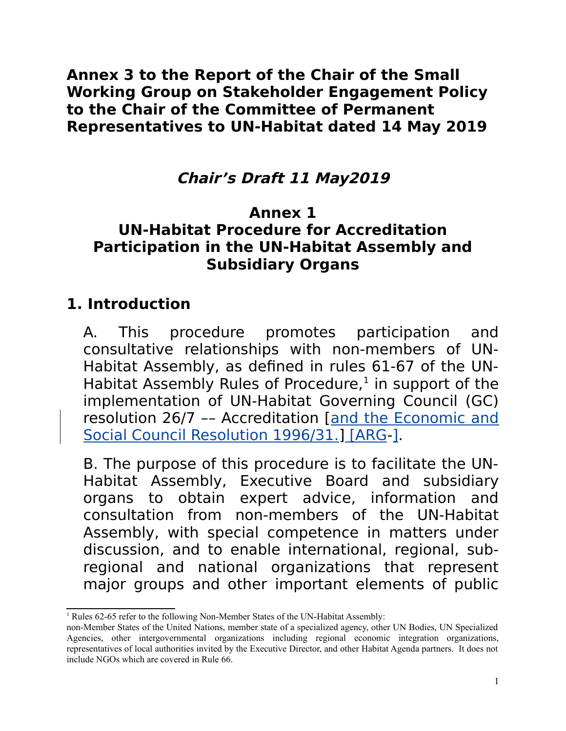**Annex 3 to the Report of the Chair of the Small Working Group on Stakeholder Engagement Policy to the Chair of the Committee of Permanent Representatives to UN-Habitat dated 14 May 2019**

***Chair's Draft 11 May2019***

# Annex 1
# UN-Habitat Procedure for Accreditation Participation in the UN-Habitat Assembly and Subsidiary Organs

## 1. Introduction

A. This procedure promotes participation and consultative relationships with non-members of UN-Habitat Assembly, as defined in rules 61-67 of the UN-Habitat Assembly Rules of Procedure,[1] in support of the implementation of UN-Habitat Governing Council (GC) resolution 26/7 –– Accreditation [and the Economic and Social Council Resolution 1996/31.] [ARG-].

B. The purpose of this procedure is to facilitate the UN-Habitat Assembly, Executive Board and subsidiary organs to obtain expert advice, information and consultation from non-members of the UN-Habitat Assembly, with special competence in matters under discussion, and to enable international, regional, sub-regional and national organizations that represent major groups and other important elements of public

[1] Rules 62-65 refer to the following Non-Member States of the UN-Habitat Assembly: non-Member States of the United Nations, member state of a specialized agency, other UN Bodies, UN Specialized Agencies, other intergovernmental organizations including regional economic integration organizations, representatives of local authorities invited by the Executive Director, and other Habitat Agenda partners. It does not include NGOs which are covered in Rule 66.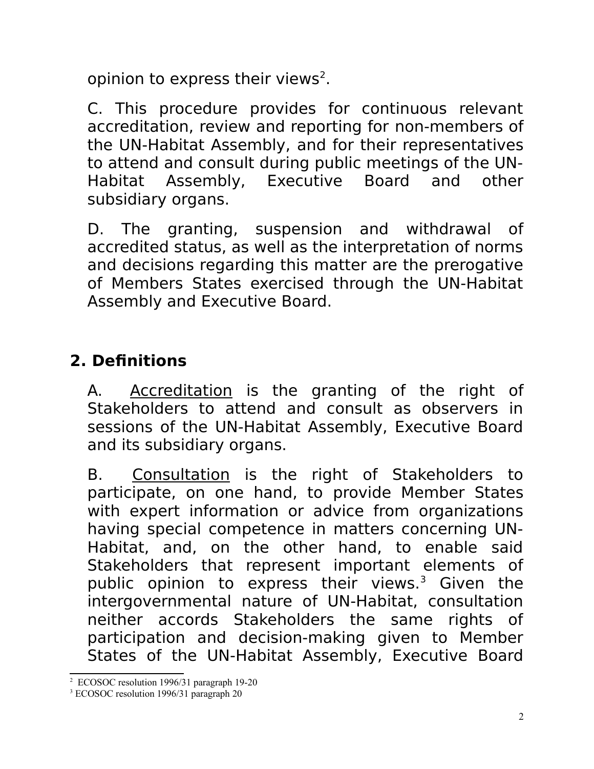opinion to express their views[2].

C. This procedure provides for continuous relevant accreditation, review and reporting for non-members of the UN-Habitat Assembly, and for their representatives to attend and consult during public meetings of the UN-Habitat Assembly, Executive Board and other subsidiary organs.

D. The granting, suspension and withdrawal of accredited status, as well as the interpretation of norms and decisions regarding this matter are the prerogative of Members States exercised through the UN-Habitat Assembly and Executive Board.

## 2. Definitions

A. Accreditation is the granting of the right of Stakeholders to attend and consult as observers in sessions of the UN-Habitat Assembly, Executive Board and its subsidiary organs.

B. Consultation is the right of Stakeholders to participate, on one hand, to provide Member States with expert information or advice from organizations having special competence in matters concerning UN-Habitat, and, on the other hand, to enable said Stakeholders that represent important elements of public opinion to express their views.[3] Given the intergovernmental nature of UN-Habitat, consultation neither accords Stakeholders the same rights of participation and decision-making given to Member States of the UN-Habitat Assembly, Executive Board

[2] ECOSOC resolution 1996/31 paragraph 19-20

[3] ECOSOC resolution 1996/31 paragraph 20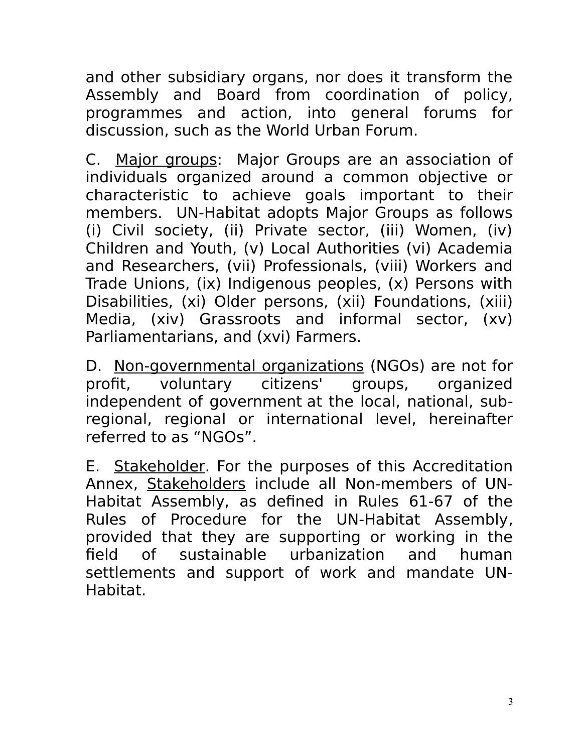and other subsidiary organs, nor does it transform the Assembly and Board from coordination of policy, programmes and action, into general forums for discussion, such as the World Urban Forum.

C. Major groups: Major Groups are an association of individuals organized around a common objective or characteristic to achieve goals important to their members. UN-Habitat adopts Major Groups as follows (i) Civil society, (ii) Private sector, (iii) Women, (iv) Children and Youth, (v) Local Authorities (vi) Academia and Researchers, (vii) Professionals, (viii) Workers and Trade Unions, (ix) Indigenous peoples, (x) Persons with Disabilities, (xi) Older persons, (xii) Foundations, (xiii) Media, (xiv) Grassroots and informal sector, (xv) Parliamentarians, and (xvi) Farmers.

D. Non-governmental organizations (NGOs) are not for profit, voluntary citizens' groups, organized independent of government at the local, national, sub-regional, regional or international level, hereinafter referred to as "NGOs".

E. Stakeholder. For the purposes of this Accreditation Annex, Stakeholders include all Non-members of UN-Habitat Assembly, as defined in Rules 61-67 of the Rules of Procedure for the UN-Habitat Assembly, provided that they are supporting or working in the field of sustainable urbanization and human settlements and support of work and mandate UN-Habitat.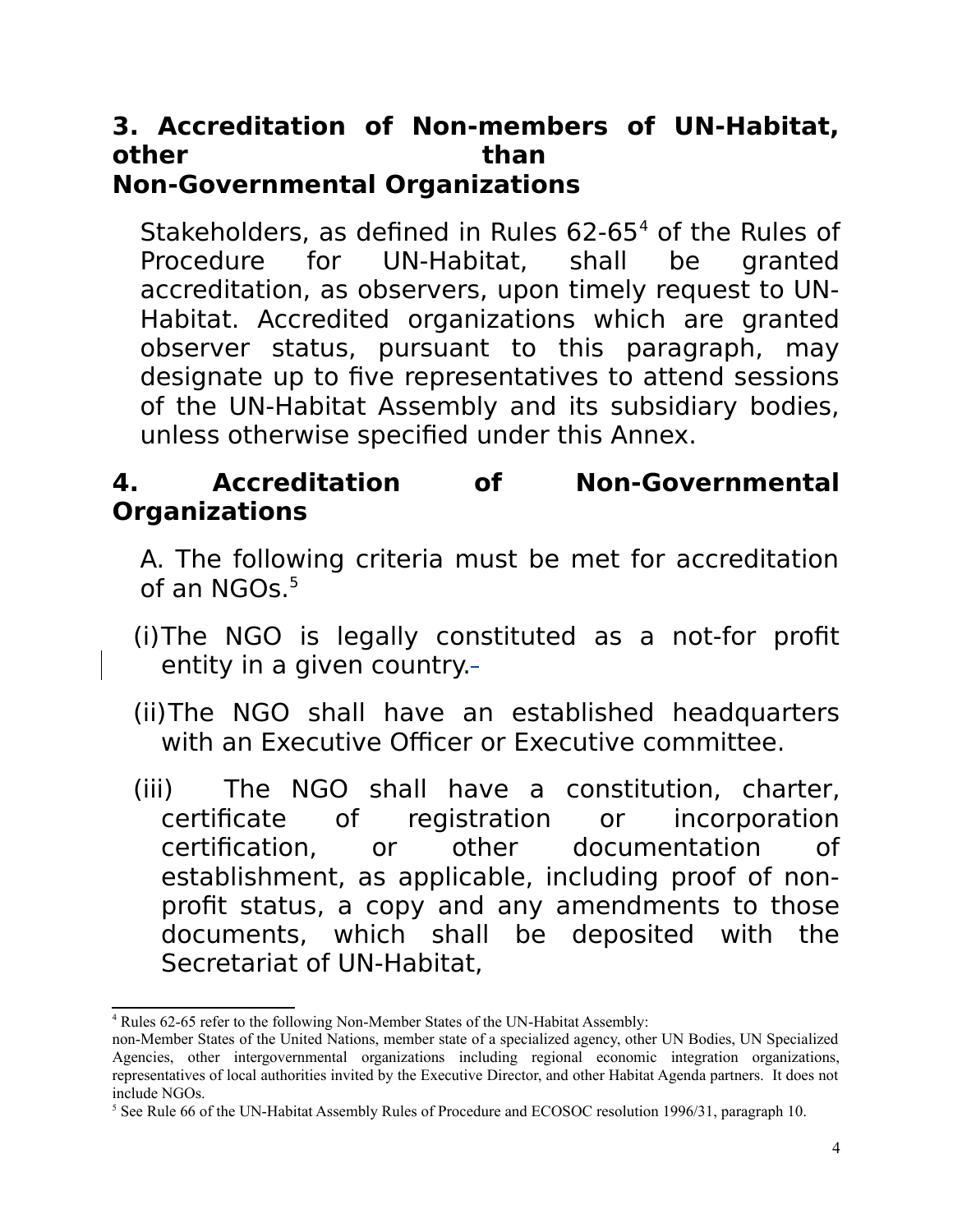## 3. Accreditation of Non-members of UN-Habitat, other than Non-Governmental Organizations

Stakeholders, as defined in Rules 62-65[4] of the Rules of Procedure for UN-Habitat, shall be granted accreditation, as observers, upon timely request to UN-Habitat. Accredited organizations which are granted observer status, pursuant to this paragraph, may designate up to five representatives to attend sessions of the UN-Habitat Assembly and its subsidiary bodies, unless otherwise specified under this Annex.

## 4. Accreditation of Non-Governmental Organizations

A. The following criteria must be met for accreditation of an NGOs.[5]

(i) The NGO is legally constituted as a not-for profit entity in a given country.

(ii) The NGO shall have an established headquarters with an Executive Officer or Executive committee.

(iii) The NGO shall have a constitution, charter, certificate of registration or incorporation certification, or other documentation of establishment, as applicable, including proof of non-profit status, a copy and any amendments to those documents, which shall be deposited with the Secretariat of UN-Habitat,

---

[4] Rules 62-65 refer to the following Non-Member States of the UN-Habitat Assembly: non-Member States of the United Nations, member state of a specialized agency, other UN Bodies, UN Specialized Agencies, other intergovernmental organizations including regional economic integration organizations, representatives of local authorities invited by the Executive Director, and other Habitat Agenda partners. It does not include NGOs.

[5] See Rule 66 of the UN-Habitat Assembly Rules of Procedure and ECOSOC resolution 1996/31, paragraph 10.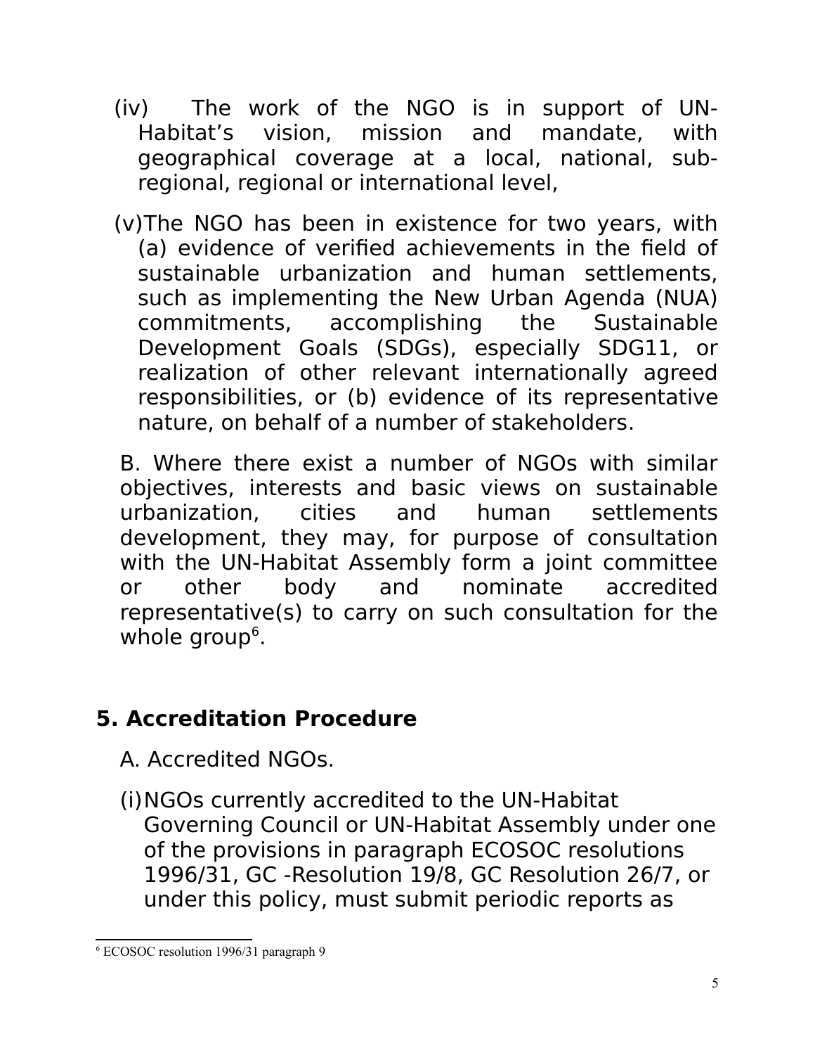(iv) The work of the NGO is in support of UN-Habitat's vision, mission and mandate, with geographical coverage at a local, national, sub-regional, regional or international level,

(v) The NGO has been in existence for two years, with (a) evidence of verified achievements in the field of sustainable urbanization and human settlements, such as implementing the New Urban Agenda (NUA) commitments, accomplishing the Sustainable Development Goals (SDGs), especially SDG11, or realization of other relevant internationally agreed responsibilities, or (b) evidence of its representative nature, on behalf of a number of stakeholders.

B. Where there exist a number of NGOs with similar objectives, interests and basic views on sustainable urbanization, cities and human settlements development, they may, for purpose of consultation with the UN-Habitat Assembly form a joint committee or other body and nominate accredited representative(s) to carry on such consultation for the whole group[6].

## 5. Accreditation Procedure

A. Accredited NGOs.

(i) NGOs currently accredited to the UN-Habitat Governing Council or UN-Habitat Assembly under one of the provisions in paragraph ECOSOC resolutions 1996/31, GC -Resolution 19/8, GC Resolution 26/7, or under this policy, must submit periodic reports as

---

[6] ECOSOC resolution 1996/31 paragraph 9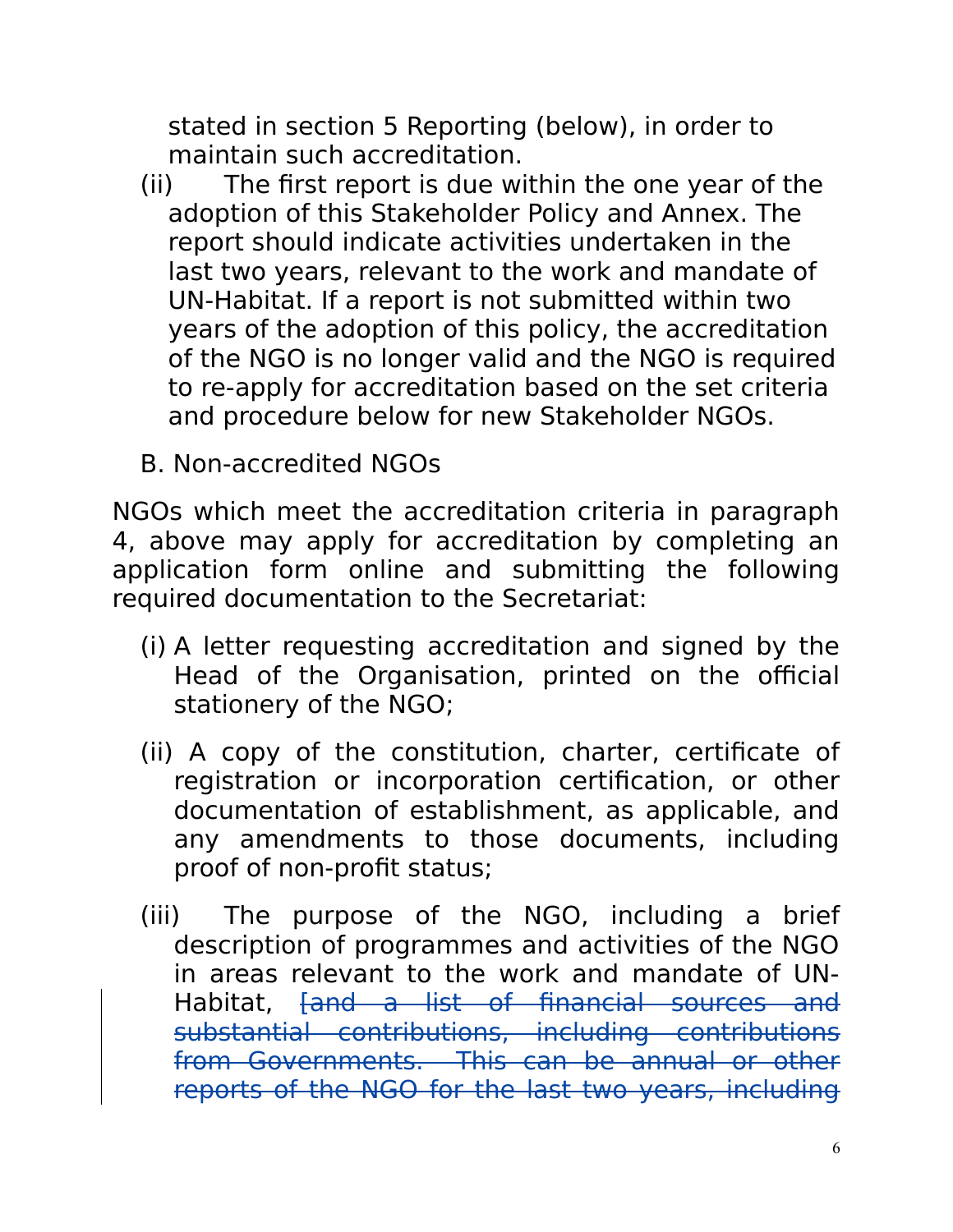stated in section 5 Reporting (below), in order to maintain such accreditation.

(ii) The first report is due within the one year of the adoption of this Stakeholder Policy and Annex. The report should indicate activities undertaken in the last two years, relevant to the work and mandate of UN-Habitat. If a report is not submitted within two years of the adoption of this policy, the accreditation of the NGO is no longer valid and the NGO is required to re-apply for accreditation based on the set criteria and procedure below for new Stakeholder NGOs.

B. Non-accredited NGOs

NGOs which meet the accreditation criteria in paragraph 4, above may apply for accreditation by completing an application form online and submitting the following required documentation to the Secretariat:

(i) A letter requesting accreditation and signed by the Head of the Organisation, printed on the official stationery of the NGO;

(ii) A copy of the constitution, charter, certificate of registration or incorporation certification, or other documentation of establishment, as applicable, and any amendments to those documents, including proof of non-profit status;

(iii) The purpose of the NGO, including a brief description of programmes and activities of the NGO in areas relevant to the work and mandate of UN-Habitat, ~~[and a list of financial sources and substantial contributions, including contributions from Governments. This can be annual or other reports of the NGO for the last two years, including~~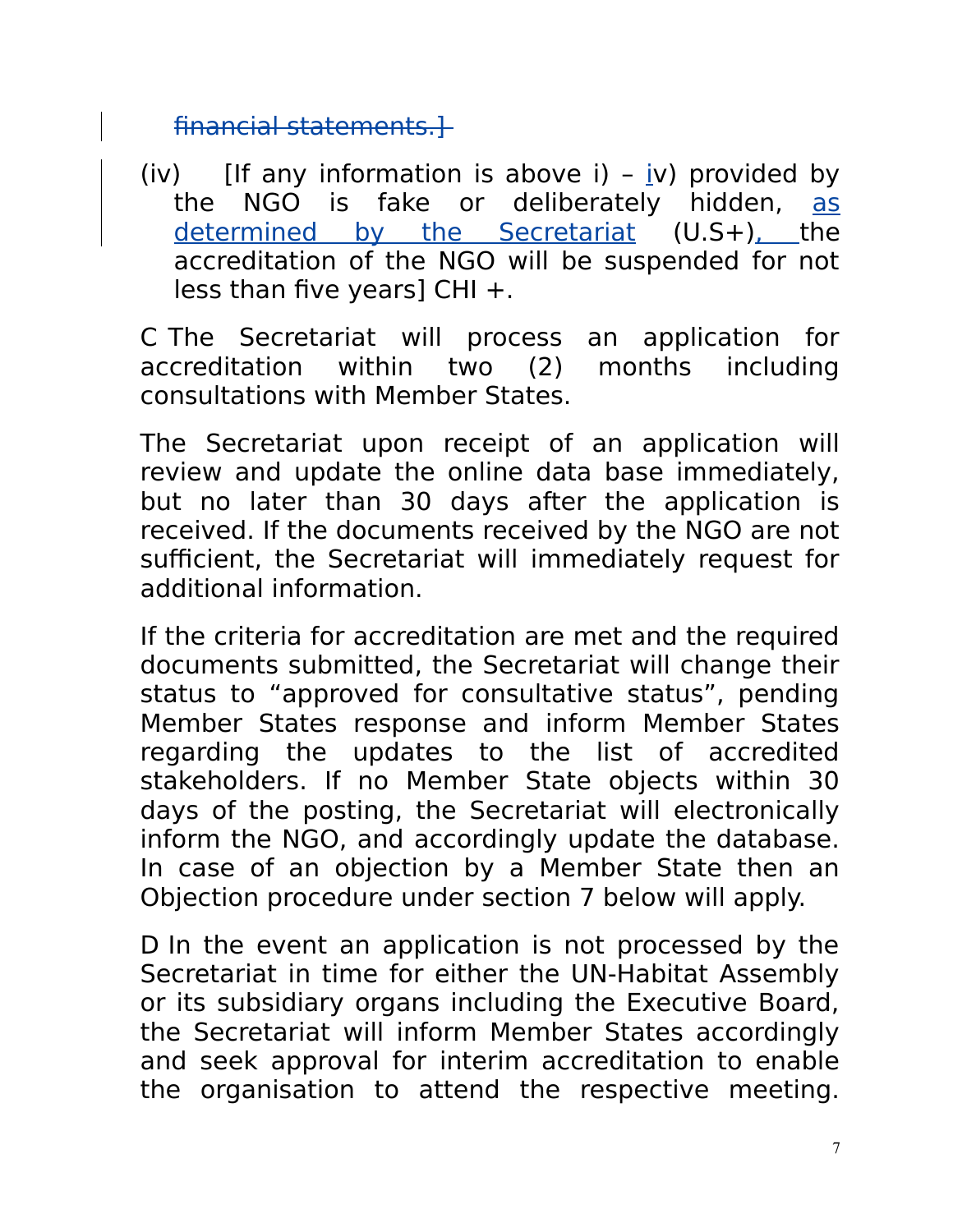~~financial statements.]~~

(iv) [If any information is above i) – iv) provided by the NGO is fake or deliberately hidden, as determined by the Secretariat (U.S+), the accreditation of the NGO will be suspended for not less than five years] CHI +.

C The Secretariat will process an application for accreditation within two (2) months including consultations with Member States.

The Secretariat upon receipt of an application will review and update the online data base immediately, but no later than 30 days after the application is received. If the documents received by the NGO are not sufficient, the Secretariat will immediately request for additional information.

If the criteria for accreditation are met and the required documents submitted, the Secretariat will change their status to "approved for consultative status", pending Member States response and inform Member States regarding the updates to the list of accredited stakeholders. If no Member State objects within 30 days of the posting, the Secretariat will electronically inform the NGO, and accordingly update the database. In case of an objection by a Member State then an Objection procedure under section 7 below will apply.

D In the event an application is not processed by the Secretariat in time for either the UN-Habitat Assembly or its subsidiary organs including the Executive Board, the Secretariat will inform Member States accordingly and seek approval for interim accreditation to enable the organisation to attend the respective meeting.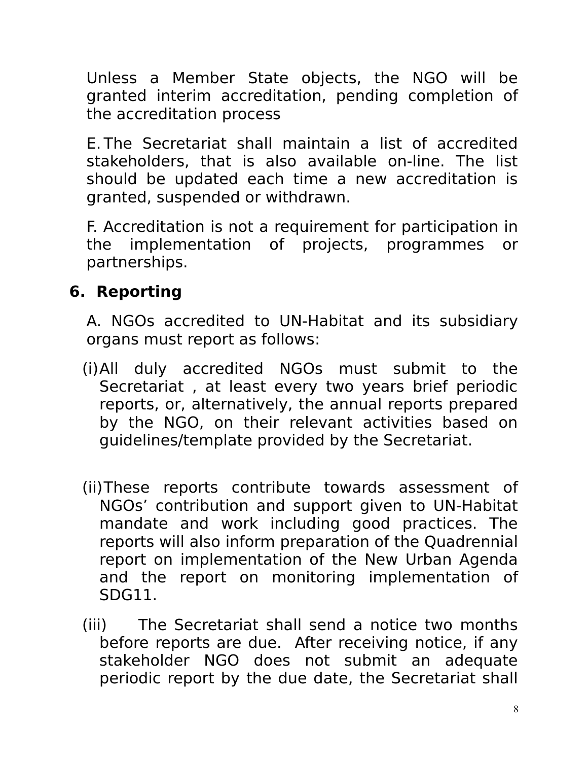Unless a Member State objects, the NGO will be granted interim accreditation, pending completion of the accreditation process

E. The Secretariat shall maintain a list of accredited stakeholders, that is also available on-line. The list should be updated each time a new accreditation is granted, suspended or withdrawn.

F. Accreditation is not a requirement for participation in the implementation of projects, programmes or partnerships.

## 6. Reporting

A. NGOs accredited to UN-Habitat and its subsidiary organs must report as follows:

(i) All duly accredited NGOs must submit to the Secretariat , at least every two years brief periodic reports, or, alternatively, the annual reports prepared by the NGO, on their relevant activities based on guidelines/template provided by the Secretariat.

(ii) These reports contribute towards assessment of NGOs' contribution and support given to UN-Habitat mandate and work including good practices. The reports will also inform preparation of the Quadrennial report on implementation of the New Urban Agenda and the report on monitoring implementation of SDG11.

(iii) The Secretariat shall send a notice two months before reports are due. After receiving notice, if any stakeholder NGO does not submit an adequate periodic report by the due date, the Secretariat shall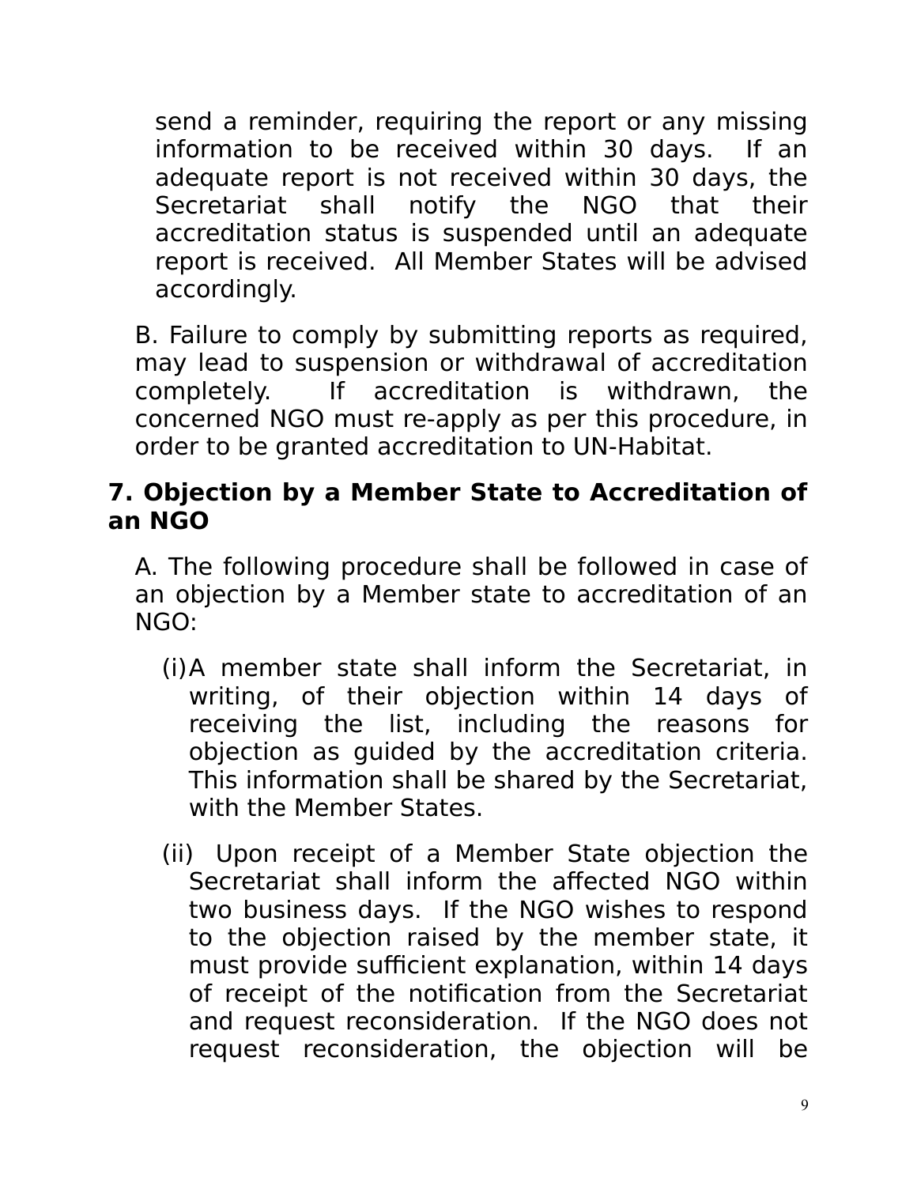send a reminder, requiring the report or any missing information to be received within 30 days. If an adequate report is not received within 30 days, the Secretariat shall notify the NGO that their accreditation status is suspended until an adequate report is received. All Member States will be advised accordingly.

B. Failure to comply by submitting reports as required, may lead to suspension or withdrawal of accreditation completely. If accreditation is withdrawn, the concerned NGO must re-apply as per this procedure, in order to be granted accreditation to UN-Habitat.

**7. Objection by a Member State to Accreditation of an NGO**

A. The following procedure shall be followed in case of an objection by a Member state to accreditation of an NGO:

(i) A member state shall inform the Secretariat, in writing, of their objection within 14 days of receiving the list, including the reasons for objection as guided by the accreditation criteria. This information shall be shared by the Secretariat, with the Member States.

(ii) Upon receipt of a Member State objection the Secretariat shall inform the affected NGO within two business days. If the NGO wishes to respond to the objection raised by the member state, it must provide sufficient explanation, within 14 days of receipt of the notification from the Secretariat and request reconsideration. If the NGO does not request reconsideration, the objection will be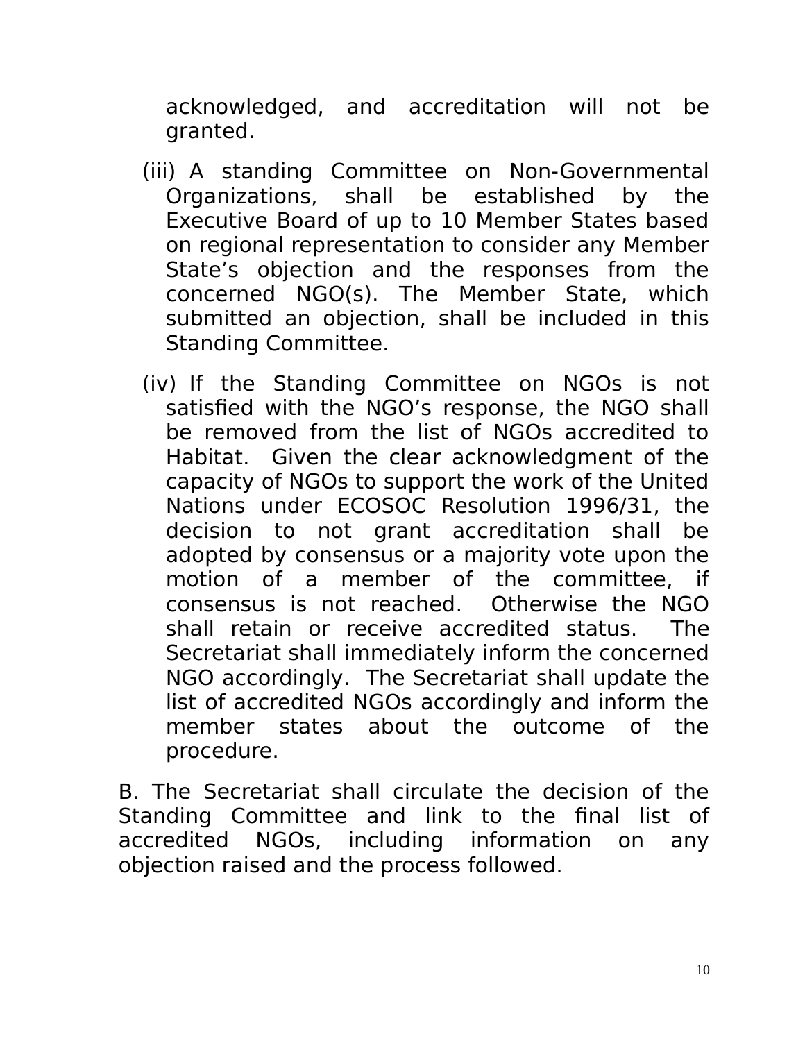acknowledged, and accreditation will not be granted.

(iii) A standing Committee on Non-Governmental Organizations, shall be established by the Executive Board of up to 10 Member States based on regional representation to consider any Member State's objection and the responses from the concerned NGO(s). The Member State, which submitted an objection, shall be included in this Standing Committee.

(iv) If the Standing Committee on NGOs is not satisfied with the NGO's response, the NGO shall be removed from the list of NGOs accredited to Habitat. Given the clear acknowledgment of the capacity of NGOs to support the work of the United Nations under ECOSOC Resolution 1996/31, the decision to not grant accreditation shall be adopted by consensus or a majority vote upon the motion of a member of the committee, if consensus is not reached. Otherwise the NGO shall retain or receive accredited status. The Secretariat shall immediately inform the concerned NGO accordingly. The Secretariat shall update the list of accredited NGOs accordingly and inform the member states about the outcome of the procedure.

B. The Secretariat shall circulate the decision of the Standing Committee and link to the final list of accredited NGOs, including information on any objection raised and the process followed.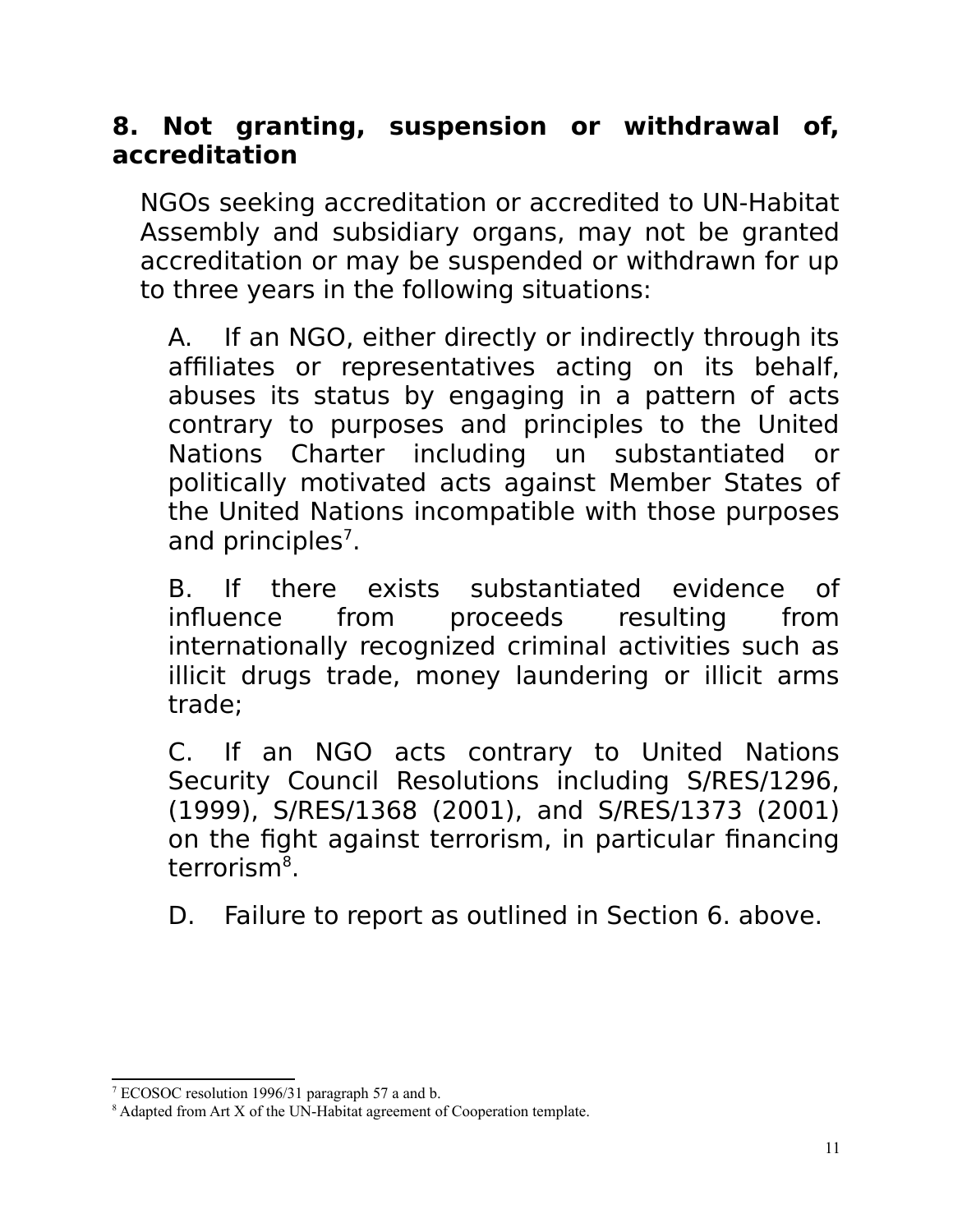## 8. Not granting, suspension or withdrawal of, accreditation

NGOs seeking accreditation or accredited to UN-Habitat Assembly and subsidiary organs, may not be granted accreditation or may be suspended or withdrawn for up to three years in the following situations:

A. If an NGO, either directly or indirectly through its affiliates or representatives acting on its behalf, abuses its status by engaging in a pattern of acts contrary to purposes and principles to the United Nations Charter including un substantiated or politically motivated acts against Member States of the United Nations incompatible with those purposes and principles[7].

B. If there exists substantiated evidence of influence from proceeds resulting from internationally recognized criminal activities such as illicit drugs trade, money laundering or illicit arms trade;

C. If an NGO acts contrary to United Nations Security Council Resolutions including S/RES/1296, (1999), S/RES/1368 (2001), and S/RES/1373 (2001) on the fight against terrorism, in particular financing terrorism[8].

D. Failure to report as outlined in Section 6. above.

---

[7] ECOSOC resolution 1996/31 paragraph 57 a and b.

[8] Adapted from Art X of the UN-Habitat agreement of Cooperation template.